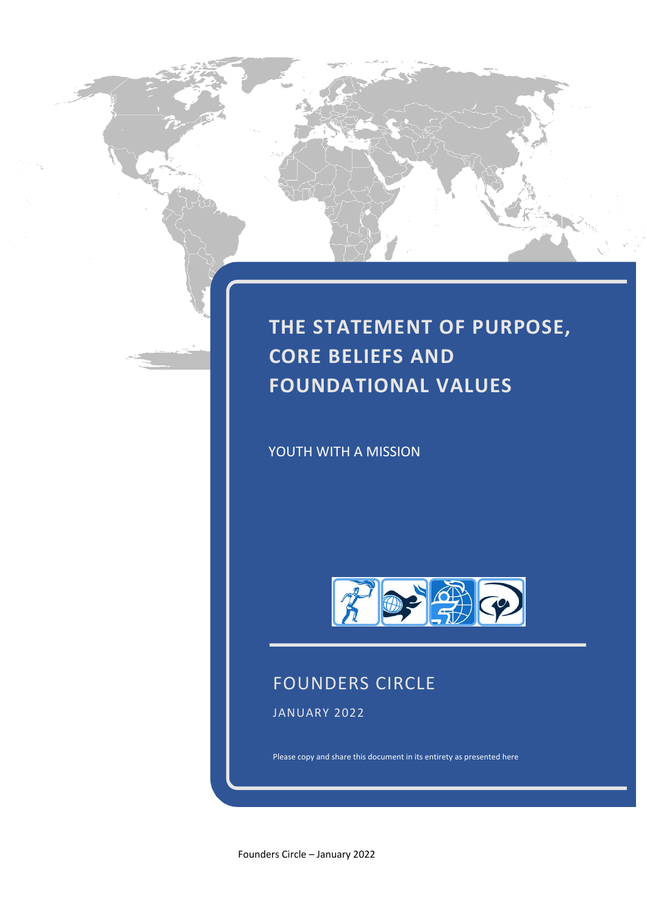# THE STATEMENT OF PURPOSE, CORE BELIEFS AND FOUNDATIONAL VALUES

YOUTH WITH A MISSION

## FOUNDERS CIRCLE

JANUARY 2022

Please copy and share this document in its entirety as presented here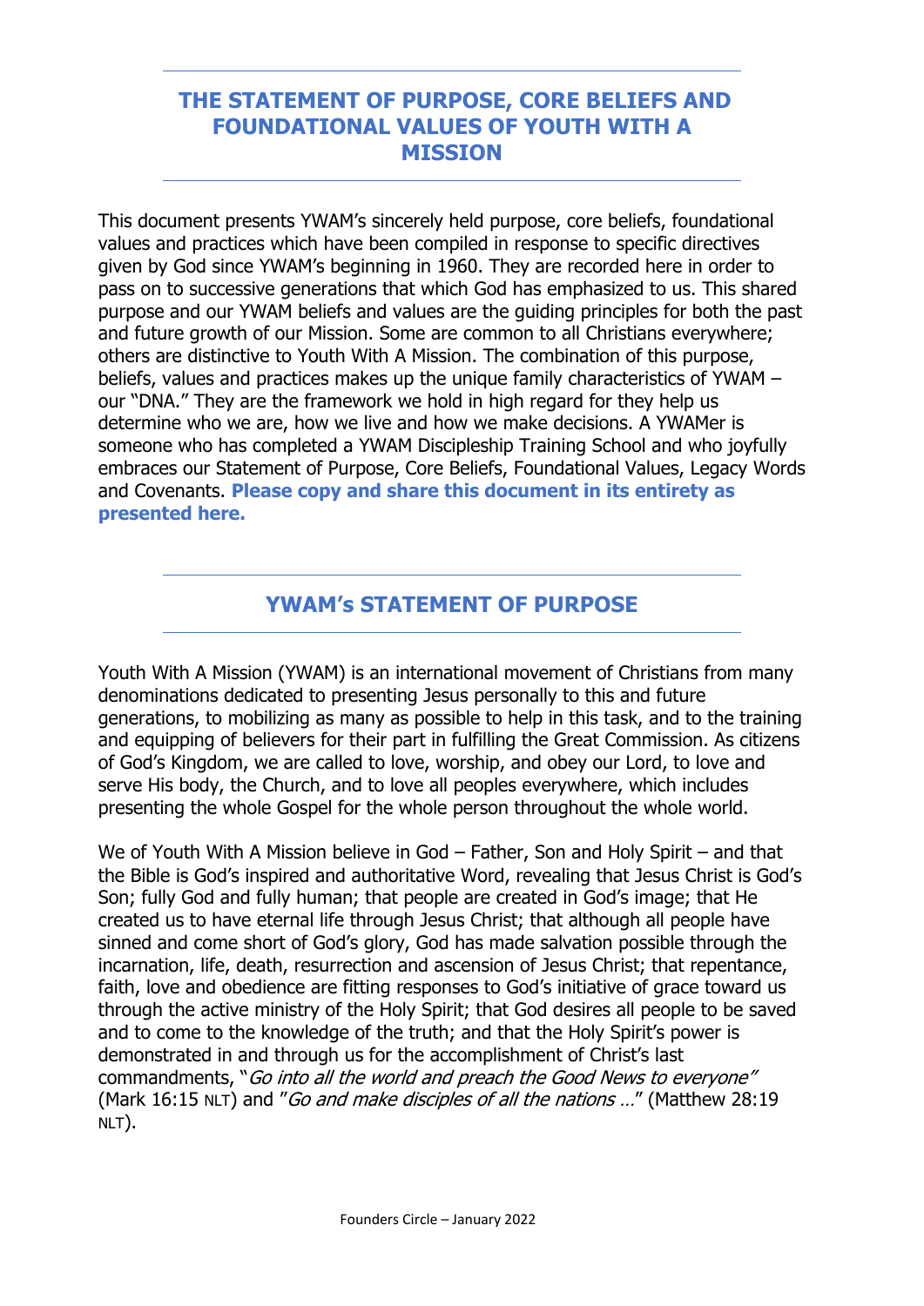## THE STATEMENT OF PURPOSE, CORE BELIEFS AND FOUNDATIONAL VALUES OF YOUTH WITH A MISSION

This document presents YWAM's sincerely held purpose, core beliefs, foundational values and practices which have been compiled in response to specific directives given by God since YWAM's beginning in 1960. They are recorded here in order to pass on to successive generations that which God has emphasized to us. This shared purpose and our YWAM beliefs and values are the guiding principles for both the past and future growth of our Mission. Some are common to all Christians everywhere; others are distinctive to Youth With A Mission. The combination of this purpose, beliefs, values and practices makes up the unique family characteristics of YWAM – our "DNA." They are the framework we hold in high regard for they help us determine who we are, how we live and how we make decisions. A YWAMer is someone who has completed a YWAM Discipleship Training School and who joyfully embraces our Statement of Purpose, Core Beliefs, Foundational Values, Legacy Words and Covenants. **Please copy and share this document in its entirety as presented here.**

## YWAM's STATEMENT OF PURPOSE

Youth With A Mission (YWAM) is an international movement of Christians from many denominations dedicated to presenting Jesus personally to this and future generations, to mobilizing as many as possible to help in this task, and to the training and equipping of believers for their part in fulfilling the Great Commission. As citizens of God's Kingdom, we are called to love, worship, and obey our Lord, to love and serve His body, the Church, and to love all peoples everywhere, which includes presenting the whole Gospel for the whole person throughout the whole world.

We of Youth With A Mission believe in God – Father, Son and Holy Spirit – and that the Bible is God's inspired and authoritative Word, revealing that Jesus Christ is God's Son; fully God and fully human; that people are created in God's image; that He created us to have eternal life through Jesus Christ; that although all people have sinned and come short of God's glory, God has made salvation possible through the incarnation, life, death, resurrection and ascension of Jesus Christ; that repentance, faith, love and obedience are fitting responses to God's initiative of grace toward us through the active ministry of the Holy Spirit; that God desires all people to be saved and to come to the knowledge of the truth; and that the Holy Spirit's power is demonstrated in and through us for the accomplishment of Christ's last commandments, "*Go into all the world and preach the Good News to everyone"* (Mark 16:15 NLT) and "*Go and make disciples of all the nations …*" (Matthew 28:19 NLT).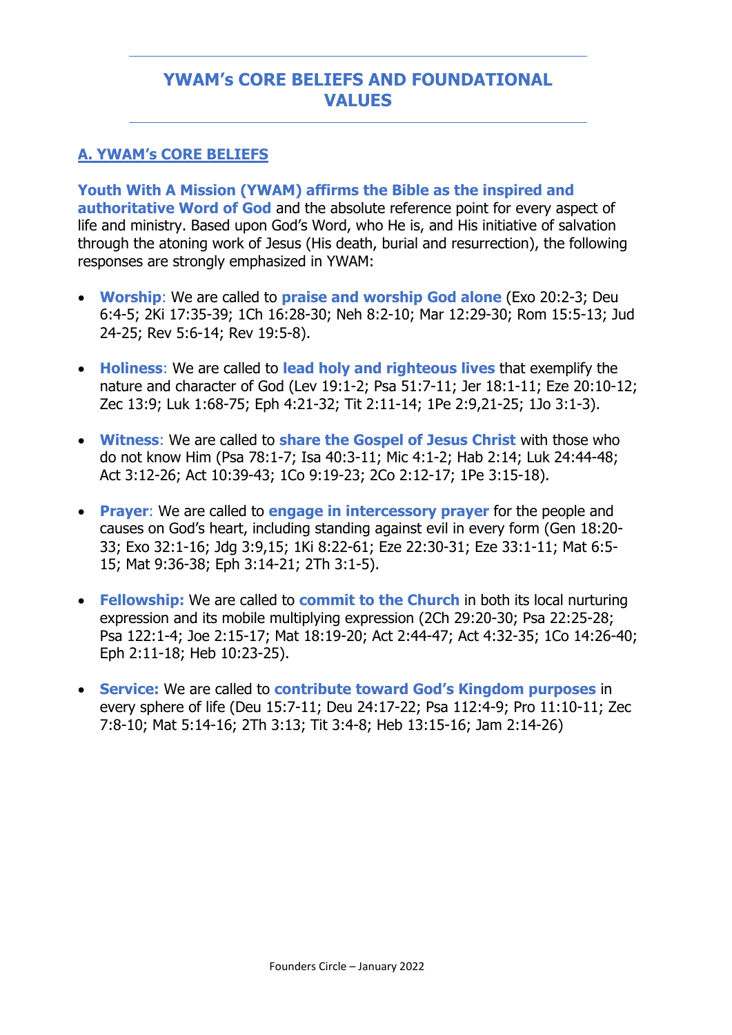# YWAM's CORE BELIEFS AND FOUNDATIONAL VALUES

## A. YWAM's CORE BELIEFS

**Youth With A Mission (YWAM) affirms the Bible as the inspired and authoritative Word of God** and the absolute reference point for every aspect of life and ministry. Based upon God's Word, who He is, and His initiative of salvation through the atoning work of Jesus (His death, burial and resurrection), the following responses are strongly emphasized in YWAM:

- **Worship**: We are called to **praise and worship God alone** (Exo 20:2-3; Deu 6:4-5; 2Ki 17:35-39; 1Ch 16:28-30; Neh 8:2-10; Mar 12:29-30; Rom 15:5-13; Jud 24-25; Rev 5:6-14; Rev 19:5-8).

- **Holiness**: We are called to **lead holy and righteous lives** that exemplify the nature and character of God (Lev 19:1-2; Psa 51:7-11; Jer 18:1-11; Eze 20:10-12; Zec 13:9; Luk 1:68-75; Eph 4:21-32; Tit 2:11-14; 1Pe 2:9,21-25; 1Jo 3:1-3).

- **Witness**: We are called to **share the Gospel of Jesus Christ** with those who do not know Him (Psa 78:1-7; Isa 40:3-11; Mic 4:1-2; Hab 2:14; Luk 24:44-48; Act 3:12-26; Act 10:39-43; 1Co 9:19-23; 2Co 2:12-17; 1Pe 3:15-18).

- **Prayer**: We are called to **engage in intercessory prayer** for the people and causes on God's heart, including standing against evil in every form (Gen 18:20-33; Exo 32:1-16; Jdg 3:9,15; 1Ki 8:22-61; Eze 22:30-31; Eze 33:1-11; Mat 6:5-15; Mat 9:36-38; Eph 3:14-21; 2Th 3:1-5).

- **Fellowship:** We are called to **commit to the Church** in both its local nurturing expression and its mobile multiplying expression (2Ch 29:20-30; Psa 22:25-28; Psa 122:1-4; Joe 2:15-17; Mat 18:19-20; Act 2:44-47; Act 4:32-35; 1Co 14:26-40; Eph 2:11-18; Heb 10:23-25).

- **Service:** We are called to **contribute toward God's Kingdom purposes** in every sphere of life (Deu 15:7-11; Deu 24:17-22; Psa 112:4-9; Pro 11:10-11; Zec 7:8-10; Mat 5:14-16; 2Th 3:13; Tit 3:4-8; Heb 13:15-16; Jam 2:14-26)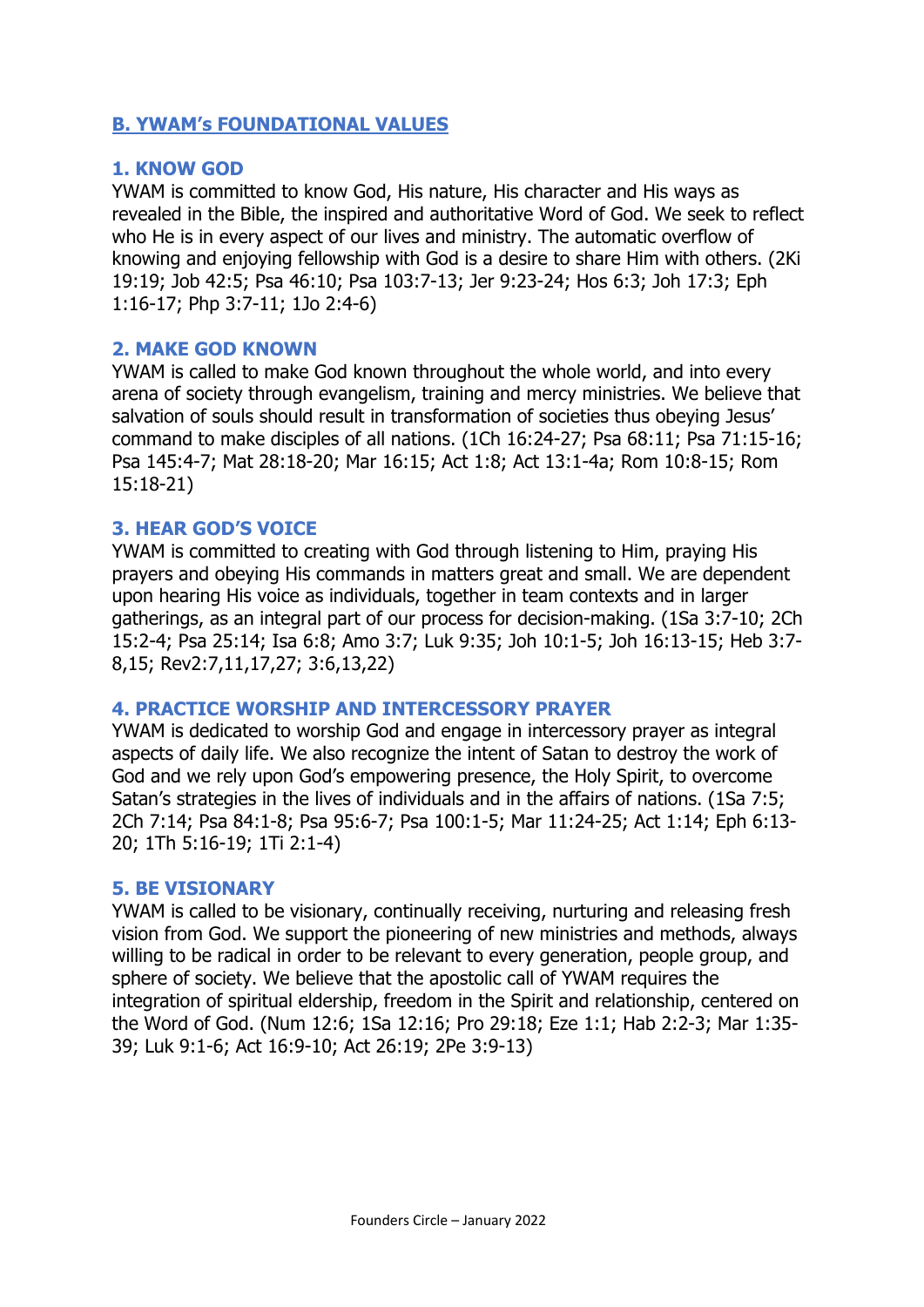## B. YWAM's FOUNDATIONAL VALUES

### 1. KNOW GOD

YWAM is committed to know God, His nature, His character and His ways as revealed in the Bible, the inspired and authoritative Word of God. We seek to reflect who He is in every aspect of our lives and ministry. The automatic overflow of knowing and enjoying fellowship with God is a desire to share Him with others. (2Ki 19:19; Job 42:5; Psa 46:10; Psa 103:7-13; Jer 9:23-24; Hos 6:3; Joh 17:3; Eph 1:16-17; Php 3:7-11; 1Jo 2:4-6)

### 2. MAKE GOD KNOWN

YWAM is called to make God known throughout the whole world, and into every arena of society through evangelism, training and mercy ministries. We believe that salvation of souls should result in transformation of societies thus obeying Jesus' command to make disciples of all nations. (1Ch 16:24-27; Psa 68:11; Psa 71:15-16; Psa 145:4-7; Mat 28:18-20; Mar 16:15; Act 1:8; Act 13:1-4a; Rom 10:8-15; Rom 15:18-21)

### 3. HEAR GOD'S VOICE

YWAM is committed to creating with God through listening to Him, praying His prayers and obeying His commands in matters great and small. We are dependent upon hearing His voice as individuals, together in team contexts and in larger gatherings, as an integral part of our process for decision-making. (1Sa 3:7-10; 2Ch 15:2-4; Psa 25:14; Isa 6:8; Amo 3:7; Luk 9:35; Joh 10:1-5; Joh 16:13-15; Heb 3:7-8,15; Rev2:7,11,17,27; 3:6,13,22)

### 4. PRACTICE WORSHIP AND INTERCESSORY PRAYER

YWAM is dedicated to worship God and engage in intercessory prayer as integral aspects of daily life. We also recognize the intent of Satan to destroy the work of God and we rely upon God's empowering presence, the Holy Spirit, to overcome Satan's strategies in the lives of individuals and in the affairs of nations. (1Sa 7:5; 2Ch 7:14; Psa 84:1-8; Psa 95:6-7; Psa 100:1-5; Mar 11:24-25; Act 1:14; Eph 6:13-20; 1Th 5:16-19; 1Ti 2:1-4)

### 5. BE VISIONARY

YWAM is called to be visionary, continually receiving, nurturing and releasing fresh vision from God. We support the pioneering of new ministries and methods, always willing to be radical in order to be relevant to every generation, people group, and sphere of society. We believe that the apostolic call of YWAM requires the integration of spiritual eldership, freedom in the Spirit and relationship, centered on the Word of God. (Num 12:6; 1Sa 12:16; Pro 29:18; Eze 1:1; Hab 2:2-3; Mar 1:35-39; Luk 9:1-6; Act 16:9-10; Act 26:19; 2Pe 3:9-13)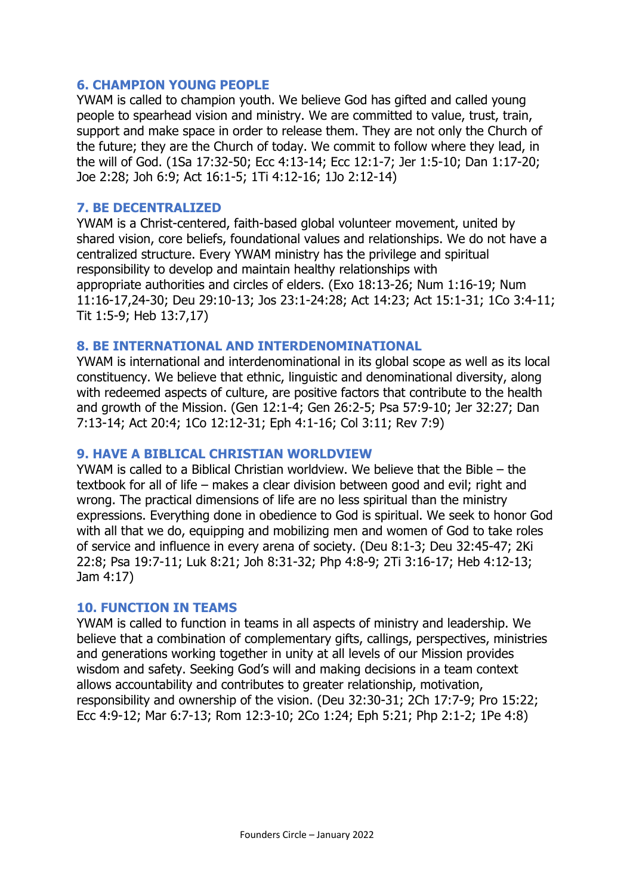### 6. CHAMPION YOUNG PEOPLE

YWAM is called to champion youth. We believe God has gifted and called young people to spearhead vision and ministry. We are committed to value, trust, train, support and make space in order to release them. They are not only the Church of the future; they are the Church of today. We commit to follow where they lead, in the will of God. (1Sa 17:32-50; Ecc 4:13-14; Ecc 12:1-7; Jer 1:5-10; Dan 1:17-20; Joe 2:28; Joh 6:9; Act 16:1-5; 1Ti 4:12-16; 1Jo 2:12-14)

### 7. BE DECENTRALIZED

YWAM is a Christ-centered, faith-based global volunteer movement, united by shared vision, core beliefs, foundational values and relationships. We do not have a centralized structure. Every YWAM ministry has the privilege and spiritual responsibility to develop and maintain healthy relationships with appropriate authorities and circles of elders. (Exo 18:13-26; Num 1:16-19; Num 11:16-17,24-30; Deu 29:10-13; Jos 23:1-24:28; Act 14:23; Act 15:1-31; 1Co 3:4-11; Tit 1:5-9; Heb 13:7,17)

### 8. BE INTERNATIONAL AND INTERDENOMINATIONAL

YWAM is international and interdenominational in its global scope as well as its local constituency. We believe that ethnic, linguistic and denominational diversity, along with redeemed aspects of culture, are positive factors that contribute to the health and growth of the Mission. (Gen 12:1-4; Gen 26:2-5; Psa 57:9-10; Jer 32:27; Dan 7:13-14; Act 20:4; 1Co 12:12-31; Eph 4:1-16; Col 3:11; Rev 7:9)

### 9. HAVE A BIBLICAL CHRISTIAN WORLDVIEW

YWAM is called to a Biblical Christian worldview. We believe that the Bible – the textbook for all of life – makes a clear division between good and evil; right and wrong. The practical dimensions of life are no less spiritual than the ministry expressions. Everything done in obedience to God is spiritual. We seek to honor God with all that we do, equipping and mobilizing men and women of God to take roles of service and influence in every arena of society. (Deu 8:1-3; Deu 32:45-47; 2Ki 22:8; Psa 19:7-11; Luk 8:21; Joh 8:31-32; Php 4:8-9; 2Ti 3:16-17; Heb 4:12-13; Jam 4:17)

### 10. FUNCTION IN TEAMS

YWAM is called to function in teams in all aspects of ministry and leadership. We believe that a combination of complementary gifts, callings, perspectives, ministries and generations working together in unity at all levels of our Mission provides wisdom and safety. Seeking God's will and making decisions in a team context allows accountability and contributes to greater relationship, motivation, responsibility and ownership of the vision. (Deu 32:30-31; 2Ch 17:7-9; Pro 15:22; Ecc 4:9-12; Mar 6:7-13; Rom 12:3-10; 2Co 1:24; Eph 5:21; Php 2:1-2; 1Pe 4:8)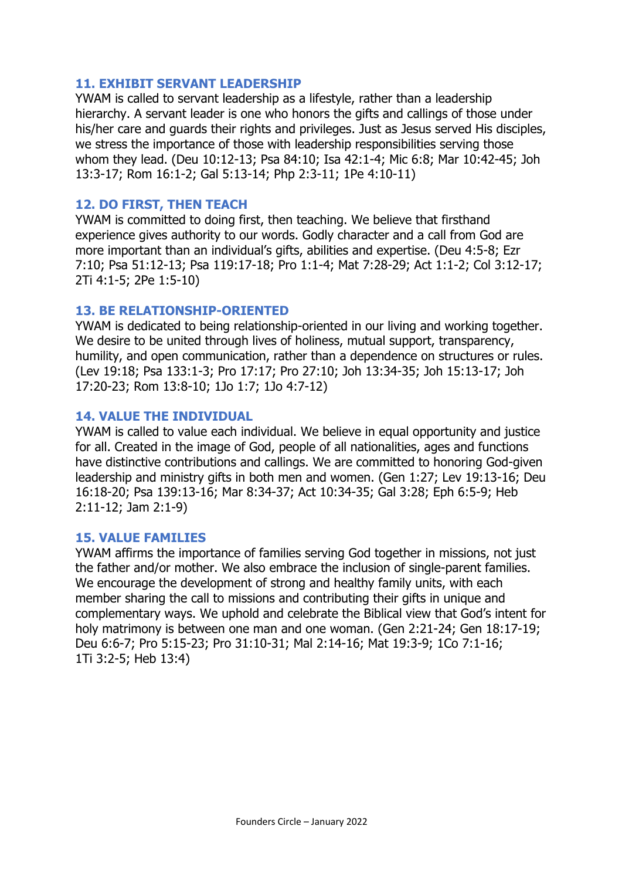### 11. EXHIBIT SERVANT LEADERSHIP

YWAM is called to servant leadership as a lifestyle, rather than a leadership hierarchy. A servant leader is one who honors the gifts and callings of those under his/her care and guards their rights and privileges. Just as Jesus served His disciples, we stress the importance of those with leadership responsibilities serving those whom they lead. (Deu 10:12-13; Psa 84:10; Isa 42:1-4; Mic 6:8; Mar 10:42-45; Joh 13:3-17; Rom 16:1-2; Gal 5:13-14; Php 2:3-11; 1Pe 4:10-11)

### 12. DO FIRST, THEN TEACH

YWAM is committed to doing first, then teaching. We believe that firsthand experience gives authority to our words. Godly character and a call from God are more important than an individual's gifts, abilities and expertise. (Deu 4:5-8; Ezr 7:10; Psa 51:12-13; Psa 119:17-18; Pro 1:1-4; Mat 7:28-29; Act 1:1-2; Col 3:12-17; 2Ti 4:1-5; 2Pe 1:5-10)

### 13. BE RELATIONSHIP-ORIENTED

YWAM is dedicated to being relationship-oriented in our living and working together. We desire to be united through lives of holiness, mutual support, transparency, humility, and open communication, rather than a dependence on structures or rules. (Lev 19:18; Psa 133:1-3; Pro 17:17; Pro 27:10; Joh 13:34-35; Joh 15:13-17; Joh 17:20-23; Rom 13:8-10; 1Jo 1:7; 1Jo 4:7-12)

### 14. VALUE THE INDIVIDUAL

YWAM is called to value each individual. We believe in equal opportunity and justice for all. Created in the image of God, people of all nationalities, ages and functions have distinctive contributions and callings. We are committed to honoring God-given leadership and ministry gifts in both men and women. (Gen 1:27; Lev 19:13-16; Deu 16:18-20; Psa 139:13-16; Mar 8:34-37; Act 10:34-35; Gal 3:28; Eph 6:5-9; Heb 2:11-12; Jam 2:1-9)

### 15. VALUE FAMILIES

YWAM affirms the importance of families serving God together in missions, not just the father and/or mother. We also embrace the inclusion of single-parent families. We encourage the development of strong and healthy family units, with each member sharing the call to missions and contributing their gifts in unique and complementary ways. We uphold and celebrate the Biblical view that God's intent for holy matrimony is between one man and one woman. (Gen 2:21-24; Gen 18:17-19; Deu 6:6-7; Pro 5:15-23; Pro 31:10-31; Mal 2:14-16; Mat 19:3-9; 1Co 7:1-16; 1Ti 3:2-5; Heb 13:4)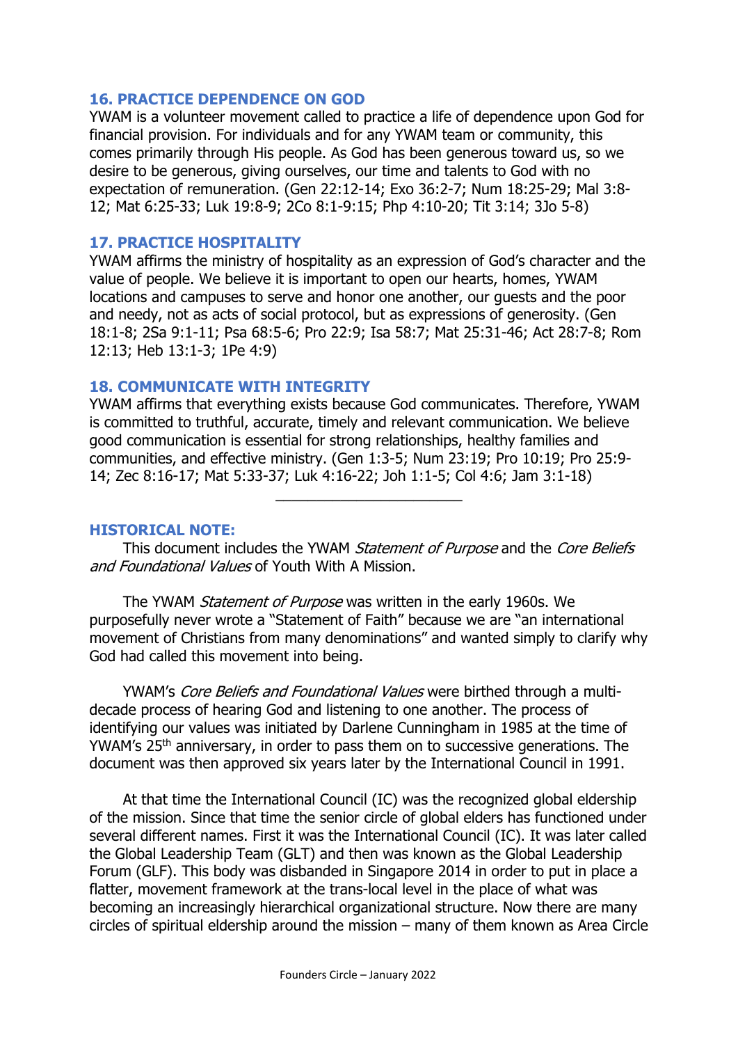## 16. PRACTICE DEPENDENCE ON GOD

YWAM is a volunteer movement called to practice a life of dependence upon God for financial provision. For individuals and for any YWAM team or community, this comes primarily through His people. As God has been generous toward us, so we desire to be generous, giving ourselves, our time and talents to God with no expectation of remuneration. (Gen 22:12-14; Exo 36:2-7; Num 18:25-29; Mal 3:8-12; Mat 6:25-33; Luk 19:8-9; 2Co 8:1-9:15; Php 4:10-20; Tit 3:14; 3Jo 5-8)

## 17. PRACTICE HOSPITALITY

YWAM affirms the ministry of hospitality as an expression of God's character and the value of people. We believe it is important to open our hearts, homes, YWAM locations and campuses to serve and honor one another, our guests and the poor and needy, not as acts of social protocol, but as expressions of generosity. (Gen 18:1-8; 2Sa 9:1-11; Psa 68:5-6; Pro 22:9; Isa 58:7; Mat 25:31-46; Act 28:7-8; Rom 12:13; Heb 13:1-3; 1Pe 4:9)

## 18. COMMUNICATE WITH INTEGRITY

YWAM affirms that everything exists because God communicates. Therefore, YWAM is committed to truthful, accurate, timely and relevant communication. We believe good communication is essential for strong relationships, healthy families and communities, and effective ministry. (Gen 1:3-5; Num 23:19; Pro 10:19; Pro 25:9-14; Zec 8:16-17; Mat 5:33-37; Luk 4:16-22; Joh 1:1-5; Col 4:6; Jam 3:1-18)

---

## HISTORICAL NOTE:

This document includes the YWAM *Statement of Purpose* and the *Core Beliefs and Foundational Values* of Youth With A Mission.

The YWAM *Statement of Purpose* was written in the early 1960s. We purposefully never wrote a "Statement of Faith" because we are "an international movement of Christians from many denominations" and wanted simply to clarify why God had called this movement into being.

YWAM's *Core Beliefs and Foundational Values* were birthed through a multi-decade process of hearing God and listening to one another. The process of identifying our values was initiated by Darlene Cunningham in 1985 at the time of YWAM's 25th anniversary, in order to pass them on to successive generations. The document was then approved six years later by the International Council in 1991.

At that time the International Council (IC) was the recognized global eldership of the mission. Since that time the senior circle of global elders has functioned under several different names. First it was the International Council (IC). It was later called the Global Leadership Team (GLT) and then was known as the Global Leadership Forum (GLF). This body was disbanded in Singapore 2014 in order to put in place a flatter, movement framework at the trans-local level in the place of what was becoming an increasingly hierarchical organizational structure. Now there are many circles of spiritual eldership around the mission – many of them known as Area Circle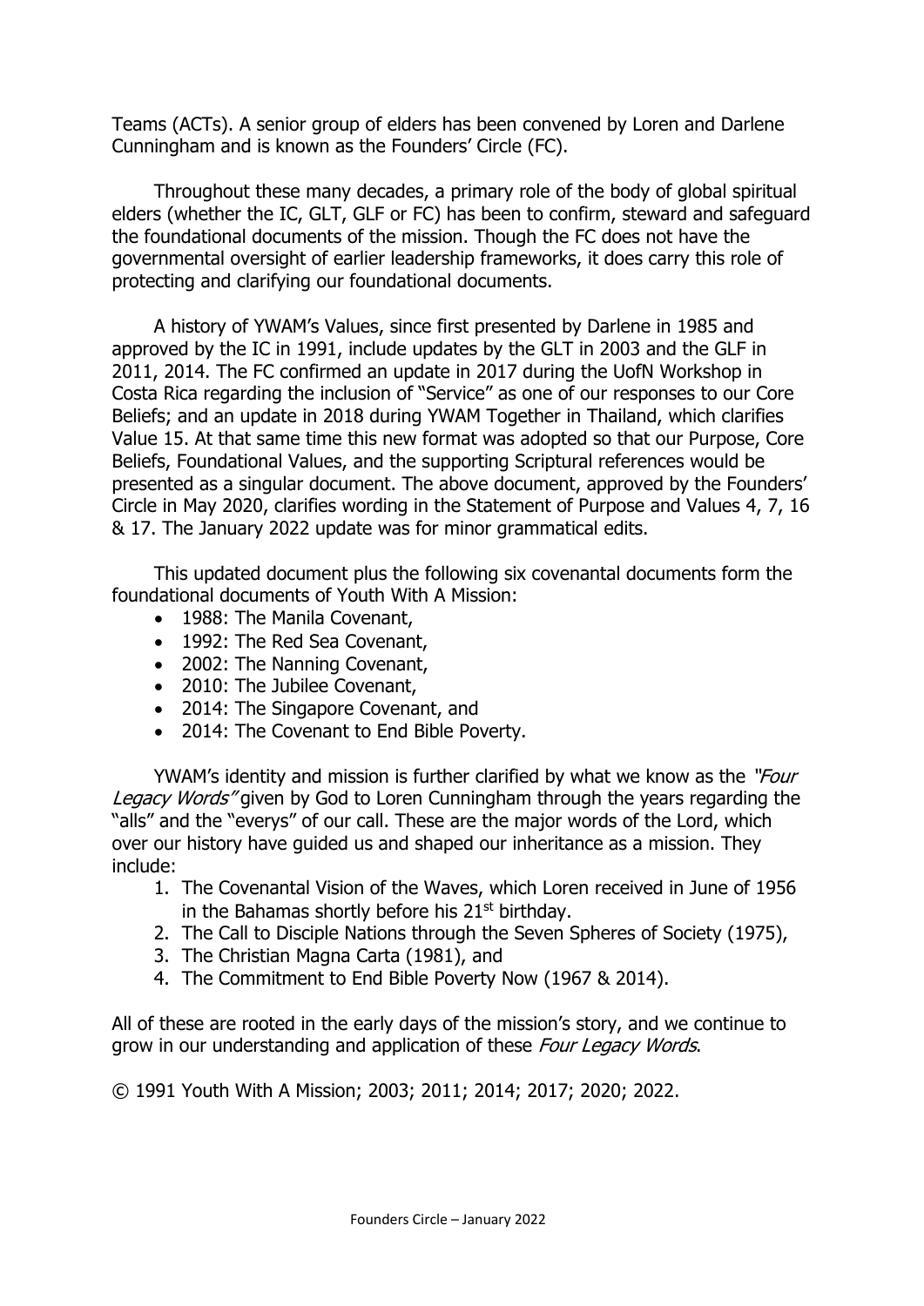Teams (ACTs). A senior group of elders has been convened by Loren and Darlene Cunningham and is known as the Founders' Circle (FC).

Throughout these many decades, a primary role of the body of global spiritual elders (whether the IC, GLT, GLF or FC) has been to confirm, steward and safeguard the foundational documents of the mission. Though the FC does not have the governmental oversight of earlier leadership frameworks, it does carry this role of protecting and clarifying our foundational documents.

A history of YWAM's Values, since first presented by Darlene in 1985 and approved by the IC in 1991, include updates by the GLT in 2003 and the GLF in 2011, 2014. The FC confirmed an update in 2017 during the UofN Workshop in Costa Rica regarding the inclusion of "Service" as one of our responses to our Core Beliefs; and an update in 2018 during YWAM Together in Thailand, which clarifies Value 15. At that same time this new format was adopted so that our Purpose, Core Beliefs, Foundational Values, and the supporting Scriptural references would be presented as a singular document. The above document, approved by the Founders' Circle in May 2020, clarifies wording in the Statement of Purpose and Values 4, 7, 16 & 17. The January 2022 update was for minor grammatical edits.

This updated document plus the following six covenantal documents form the foundational documents of Youth With A Mission:

- 1988: The Manila Covenant,
- 1992: The Red Sea Covenant,
- 2002: The Nanning Covenant,
- 2010: The Jubilee Covenant,
- 2014: The Singapore Covenant, and
- 2014: The Covenant to End Bible Poverty.

YWAM's identity and mission is further clarified by what we know as the *"Four Legacy Words"* given by God to Loren Cunningham through the years regarding the "alls" and the "everys" of our call. These are the major words of the Lord, which over our history have guided us and shaped our inheritance as a mission. They include:

1. The Covenantal Vision of the Waves, which Loren received in June of 1956 in the Bahamas shortly before his 21st birthday.
2. The Call to Disciple Nations through the Seven Spheres of Society (1975),
3. The Christian Magna Carta (1981), and
4. The Commitment to End Bible Poverty Now (1967 & 2014).

All of these are rooted in the early days of the mission's story, and we continue to grow in our understanding and application of these *Four Legacy Words*.

© 1991 Youth With A Mission; 2003; 2011; 2014; 2017; 2020; 2022.

Founders Circle – January 2022